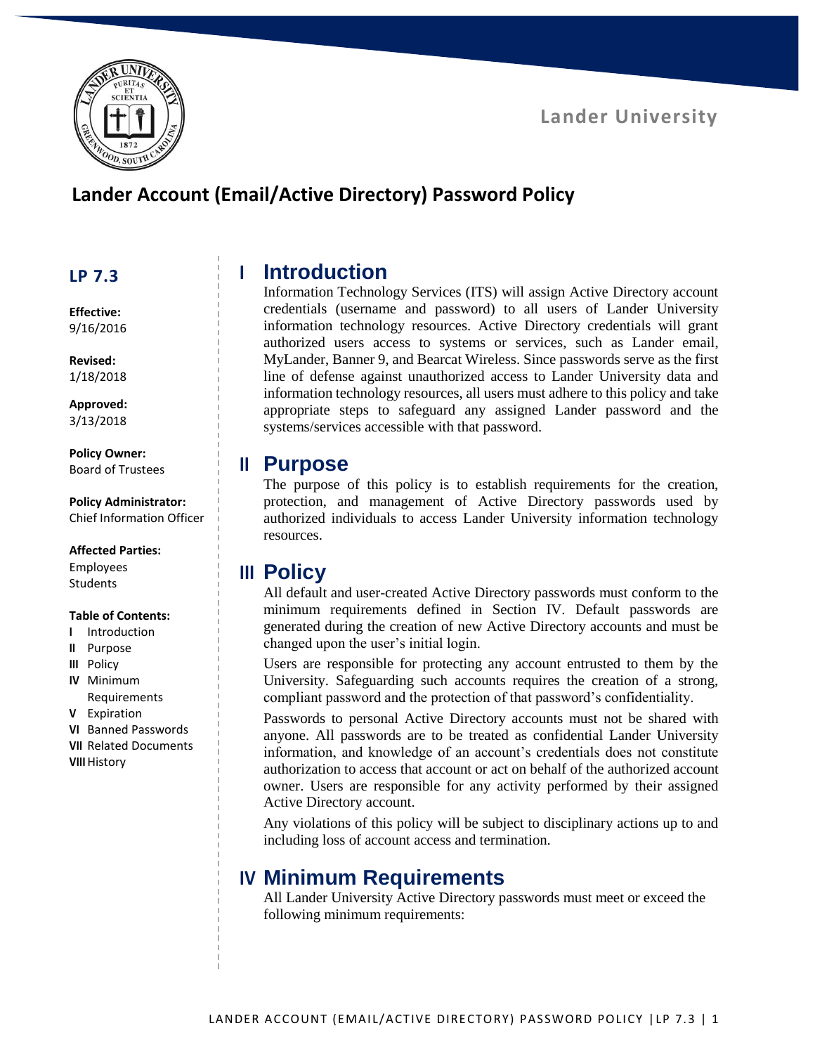Lander University

# Lander Account (Email/Active Directory) Password Policy

**LP 7.3**

**Effective:**
9/16/2016

**Revised:**
1/18/2018

**Approved:**
3/13/2018

**Policy Owner:**
Board of Trustees

**Policy Administrator:**
Chief Information Officer

**Affected Parties:**
Employees
Students

**Table of Contents:**

- **I** Introduction
- **II** Purpose
- **III** Policy
- **IV** Minimum Requirements
- **V** Expiration
- **VI** Banned Passwords
- **VII** Related Documents
- **VIII** History

## I Introduction

Information Technology Services (ITS) will assign Active Directory account credentials (username and password) to all users of Lander University information technology resources. Active Directory credentials will grant authorized users access to systems or services, such as Lander email, MyLander, Banner 9, and Bearcat Wireless. Since passwords serve as the first line of defense against unauthorized access to Lander University data and information technology resources, all users must adhere to this policy and take appropriate steps to safeguard any assigned Lander password and the systems/services accessible with that password.

## II Purpose

The purpose of this policy is to establish requirements for the creation, protection, and management of Active Directory passwords used by authorized individuals to access Lander University information technology resources.

## III Policy

All default and user-created Active Directory passwords must conform to the minimum requirements defined in Section IV. Default passwords are generated during the creation of new Active Directory accounts and must be changed upon the user's initial login.

Users are responsible for protecting any account entrusted to them by the University. Safeguarding such accounts requires the creation of a strong, compliant password and the protection of that password's confidentiality.

Passwords to personal Active Directory accounts must not be shared with anyone. All passwords are to be treated as confidential Lander University information, and knowledge of an account's credentials does not constitute authorization to access that account or act on behalf of the authorized account owner. Users are responsible for any activity performed by their assigned Active Directory account.

Any violations of this policy will be subject to disciplinary actions up to and including loss of account access and termination.

## IV Minimum Requirements

All Lander University Active Directory passwords must meet or exceed the following minimum requirements: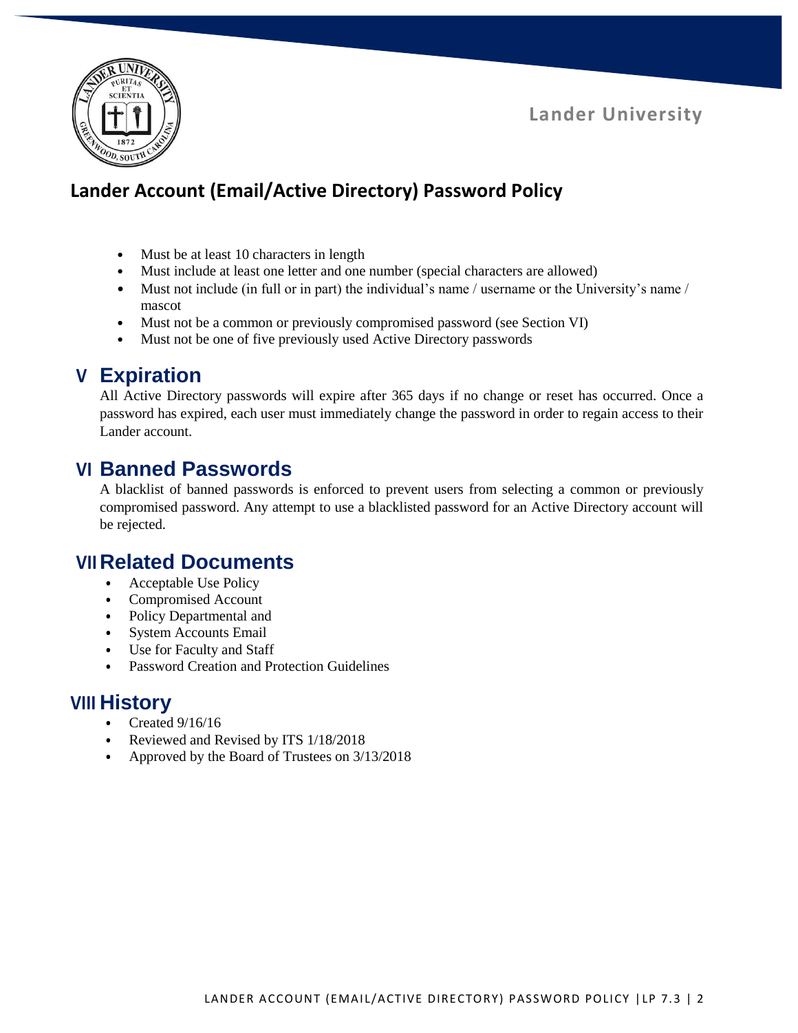- Must be at least 10 characters in length
- Must include at least one letter and one number (special characters are allowed)
- Must not include (in full or in part) the individual's name / username or the University's name / mascot
- Must not be a common or previously compromised password (see Section VI)
- Must not be one of five previously used Active Directory passwords

## V Expiration

All Active Directory passwords will expire after 365 days if no change or reset has occurred. Once a password has expired, each user must immediately change the password in order to regain access to their Lander account.

## VI Banned Passwords

A blacklist of banned passwords is enforced to prevent users from selecting a common or previously compromised password. Any attempt to use a blacklisted password for an Active Directory account will be rejected.

## VII Related Documents

- Acceptable Use Policy
- Compromised Account
- Policy Departmental and
- System Accounts Email
- Use for Faculty and Staff
- Password Creation and Protection Guidelines

## VIII History

- Created 9/16/16
- Reviewed and Revised by ITS 1/18/2018
- Approved by the Board of Trustees on 3/13/2018